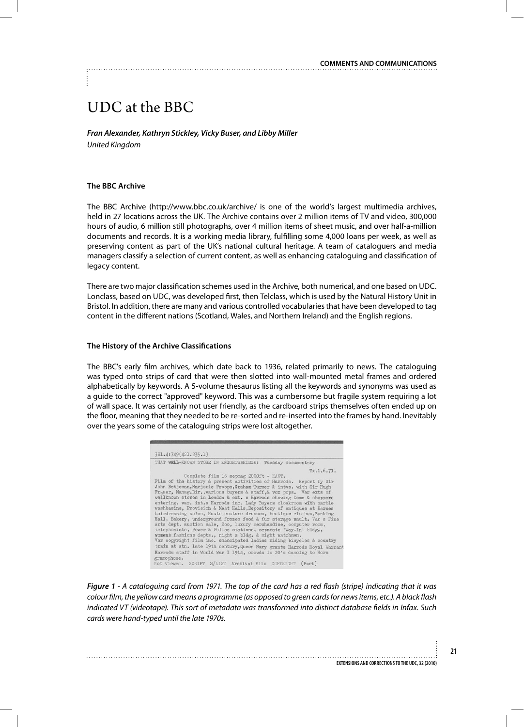# UDC at the BBC

***Fran Alexander, Kathryn Stickley, Vicky Buser, and Libby Miller***
*United Kingdom*

### The BBC Archive

The BBC Archive (http://www.bbc.co.uk/archive/ is one of the world's largest multimedia archives, held in 27 locations across the UK. The Archive contains over 2 million items of TV and video, 300,000 hours of audio, 6 million still photographs, over 4 million items of sheet music, and over half-a-million documents and records. It is a working media library, fulfilling some 4,000 loans per week, as well as preserving content as part of the UK's national cultural heritage. A team of cataloguers and media managers classify a selection of current content, as well as enhancing cataloguing and classification of legacy content.

There are two major classification schemes used in the Archive, both numerical, and one based on UDC. Lonclass, based on UDC, was developed first, then Telclass, which is used by the Natural History Unit in Bristol. In addition, there are many and various controlled vocabularies that have been developed to tag content in the different nations (Scotland, Wales, and Northern Ireland) and the English regions.

### The History of the Archive Classifications

The BBC's early film archives, which date back to 1936, related primarily to news. The cataloguing was typed onto strips of card that were then slotted into wall-mounted metal frames and ordered alphabetically by keywords. A 5-volume thesaurus listing all the keywords and synonyms was used as a guide to the correct "approved" keyword. This was a cumbersome but fragile system requiring a lot of wall space. It was certainly not user friendly, as the cardboard strips themselves often ended up on the floor, meaning that they needed to be re-sorted and re-inserted into the frames by hand. Inevitably over the years some of the cataloguing strips were lost altogether.

***Figure 1*** *- A cataloguing card from 1971. The top of the card has a red flash (stripe) indicating that it was colour film, the yellow card means a programme (as opposed to green cards for news items, etc.). A black flash indicated VT (videotape). This sort of metadata was transformed into distinct database fields in Infax. Such cards were hand-typed until the late 1970s.*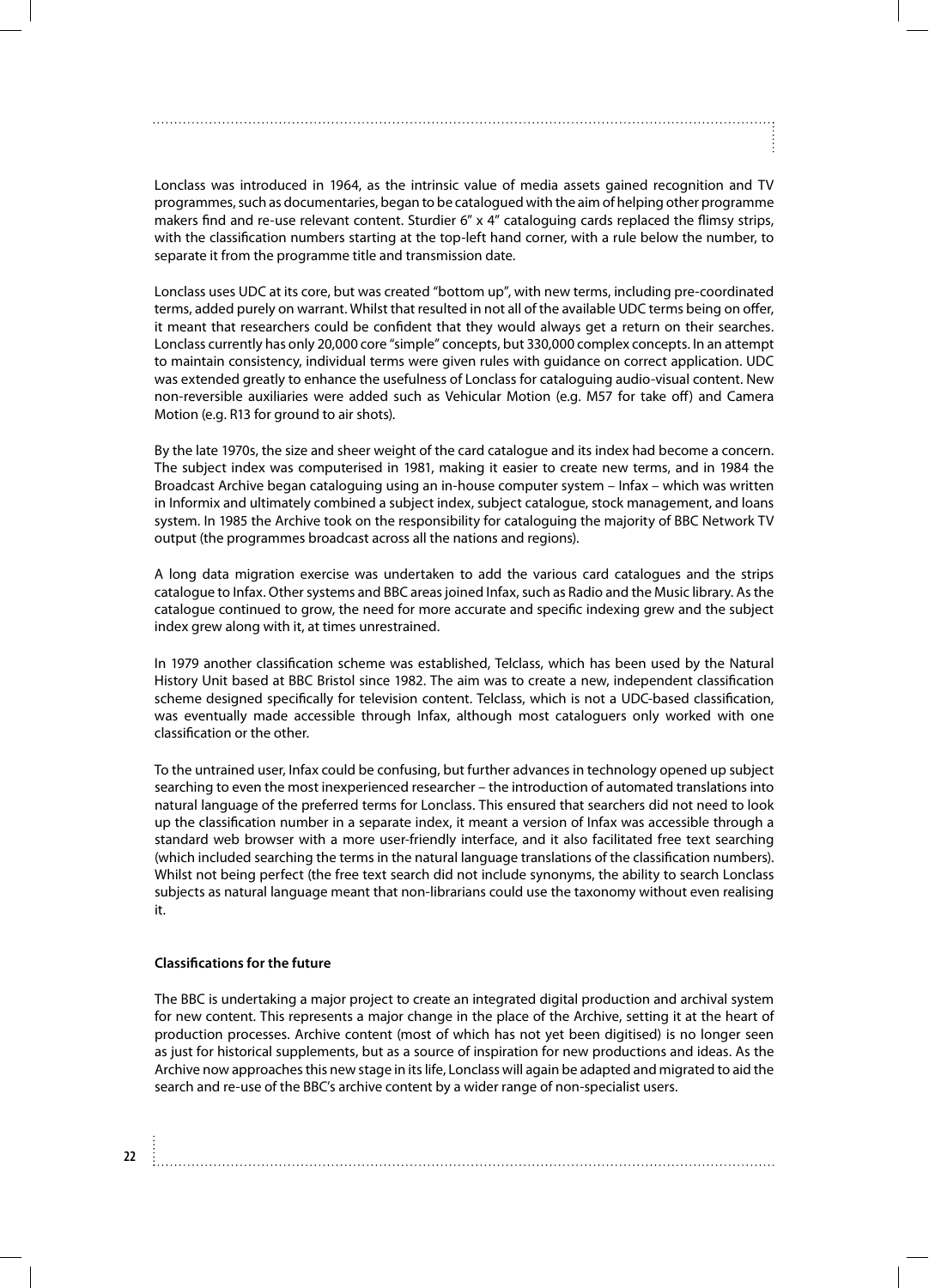Lonclass was introduced in 1964, as the intrinsic value of media assets gained recognition and TV programmes, such as documentaries, began to be catalogued with the aim of helping other programme makers find and re-use relevant content. Sturdier 6" x 4" cataloguing cards replaced the flimsy strips, with the classification numbers starting at the top-left hand corner, with a rule below the number, to separate it from the programme title and transmission date.

Lonclass uses UDC at its core, but was created "bottom up", with new terms, including pre-coordinated terms, added purely on warrant. Whilst that resulted in not all of the available UDC terms being on offer, it meant that researchers could be confident that they would always get a return on their searches. Lonclass currently has only 20,000 core "simple" concepts, but 330,000 complex concepts. In an attempt to maintain consistency, individual terms were given rules with guidance on correct application. UDC was extended greatly to enhance the usefulness of Lonclass for cataloguing audio-visual content. New non-reversible auxiliaries were added such as Vehicular Motion (e.g. M57 for take off) and Camera Motion (e.g. R13 for ground to air shots).

By the late 1970s, the size and sheer weight of the card catalogue and its index had become a concern. The subject index was computerised in 1981, making it easier to create new terms, and in 1984 the Broadcast Archive began cataloguing using an in-house computer system – Infax – which was written in Informix and ultimately combined a subject index, subject catalogue, stock management, and loans system. In 1985 the Archive took on the responsibility for cataloguing the majority of BBC Network TV output (the programmes broadcast across all the nations and regions).

A long data migration exercise was undertaken to add the various card catalogues and the strips catalogue to Infax. Other systems and BBC areas joined Infax, such as Radio and the Music library. As the catalogue continued to grow, the need for more accurate and specific indexing grew and the subject index grew along with it, at times unrestrained.

In 1979 another classification scheme was established, Telclass, which has been used by the Natural History Unit based at BBC Bristol since 1982. The aim was to create a new, independent classification scheme designed specifically for television content. Telclass, which is not a UDC-based classification, was eventually made accessible through Infax, although most cataloguers only worked with one classification or the other.

To the untrained user, Infax could be confusing, but further advances in technology opened up subject searching to even the most inexperienced researcher – the introduction of automated translations into natural language of the preferred terms for Lonclass. This ensured that searchers did not need to look up the classification number in a separate index, it meant a version of Infax was accessible through a standard web browser with a more user-friendly interface, and it also facilitated free text searching (which included searching the terms in the natural language translations of the classification numbers). Whilst not being perfect (the free text search did not include synonyms, the ability to search Lonclass subjects as natural language meant that non-librarians could use the taxonomy without even realising it.

**Classifications for the future**

The BBC is undertaking a major project to create an integrated digital production and archival system for new content. This represents a major change in the place of the Archive, setting it at the heart of production processes. Archive content (most of which has not yet been digitised) is no longer seen as just for historical supplements, but as a source of inspiration for new productions and ideas. As the Archive now approaches this new stage in its life, Lonclass will again be adapted and migrated to aid the search and re-use of the BBC's archive content by a wider range of non-specialist users.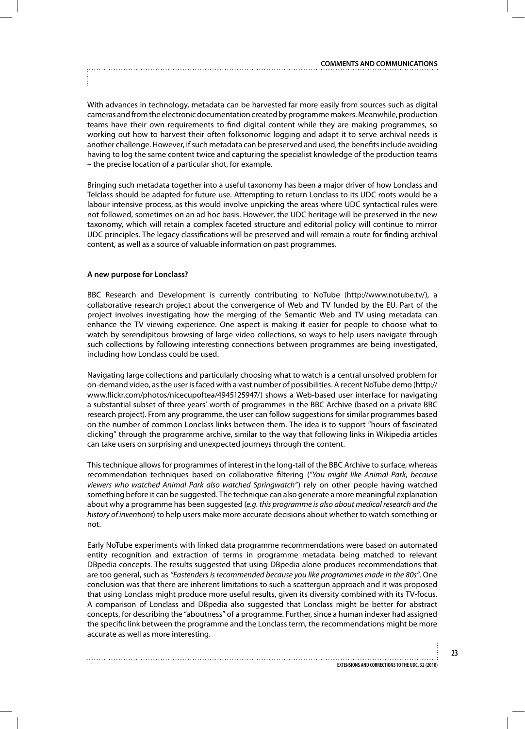With advances in technology, metadata can be harvested far more easily from sources such as digital cameras and from the electronic documentation created by programme makers. Meanwhile, production teams have their own requirements to find digital content while they are making programmes, so working out how to harvest their often folksonomic logging and adapt it to serve archival needs is another challenge. However, if such metadata can be preserved and used, the benefits include avoiding having to log the same content twice and capturing the specialist knowledge of the production teams – the precise location of a particular shot, for example.

Bringing such metadata together into a useful taxonomy has been a major driver of how Lonclass and Telclass should be adapted for future use. Attempting to return Lonclass to its UDC roots would be a labour intensive process, as this would involve unpicking the areas where UDC syntactical rules were not followed, sometimes on an ad hoc basis. However, the UDC heritage will be preserved in the new taxonomy, which will retain a complex faceted structure and editorial policy will continue to mirror UDC principles. The legacy classifications will be preserved and will remain a route for finding archival content, as well as a source of valuable information on past programmes.

**A new purpose for Lonclass?**

BBC Research and Development is currently contributing to NoTube (http://www.notube.tv/), a collaborative research project about the convergence of Web and TV funded by the EU. Part of the project involves investigating how the merging of the Semantic Web and TV using metadata can enhance the TV viewing experience. One aspect is making it easier for people to choose what to watch by serendipitous browsing of large video collections, so ways to help users navigate through such collections by following interesting connections between programmes are being investigated, including how Lonclass could be used.

Navigating large collections and particularly choosing what to watch is a central unsolved problem for on-demand video, as the user is faced with a vast number of possibilities. A recent NoTube demo (http://www.flickr.com/photos/nicecupoftea/4945125947/) shows a Web-based user interface for navigating a substantial subset of three years' worth of programmes in the BBC Archive (based on a private BBC research project). From any programme, the user can follow suggestions for similar programmes based on the number of common Lonclass links between them. The idea is to support "hours of fascinated clicking" through the programme archive, similar to the way that following links in Wikipedia articles can take users on surprising and unexpected journeys through the content.

This technique allows for programmes of interest in the long-tail of the BBC Archive to surface, whereas recommendation techniques based on collaborative filtering (*"You might like Animal Park, because viewers who watched Animal Park also watched Springwatch"*) rely on other people having watched something before it can be suggested. The technique can also generate a more meaningful explanation about why a programme has been suggested (*e.g. this programme is also about medical research and the history of inventions*) to help users make more accurate decisions about whether to watch something or not.

Early NoTube experiments with linked data programme recommendations were based on automated entity recognition and extraction of terms in programme metadata being matched to relevant DBpedia concepts. The results suggested that using DBpedia alone produces recommendations that are too general, such as *"Eastenders is recommended because you like programmes made in the 80s"*. One conclusion was that there are inherent limitations to such a scattergun approach and it was proposed that using Lonclass might produce more useful results, given its diversity combined with its TV-focus. A comparison of Lonclass and DBpedia also suggested that Lonclass might be better for abstract concepts, for describing the "aboutness" of a programme. Further, since a human indexer had assigned the specific link between the programme and the Lonclass term, the recommendations might be more accurate as well as more interesting.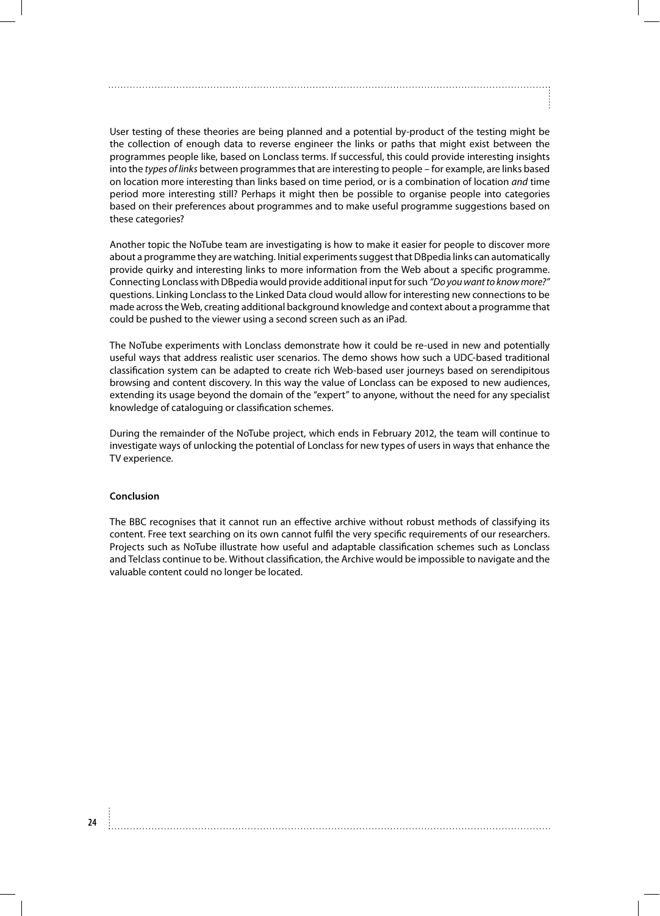User testing of these theories are being planned and a potential by-product of the testing might be the collection of enough data to reverse engineer the links or paths that might exist between the programmes people like, based on Lonclass terms. If successful, this could provide interesting insights into the *types of links* between programmes that are interesting to people – for example, are links based on location more interesting than links based on time period, or is a combination of location *and* time period more interesting still? Perhaps it might then be possible to organise people into categories based on their preferences about programmes and to make useful programme suggestions based on these categories?

Another topic the NoTube team are investigating is how to make it easier for people to discover more about a programme they are watching. Initial experiments suggest that DBpedia links can automatically provide quirky and interesting links to more information from the Web about a specific programme. Connecting Lonclass with DBpedia would provide additional input for such *"Do you want to know more?"* questions. Linking Lonclass to the Linked Data cloud would allow for interesting new connections to be made across the Web, creating additional background knowledge and context about a programme that could be pushed to the viewer using a second screen such as an iPad.

The NoTube experiments with Lonclass demonstrate how it could be re-used in new and potentially useful ways that address realistic user scenarios. The demo shows how such a UDC-based traditional classification system can be adapted to create rich Web-based user journeys based on serendipitous browsing and content discovery. In this way the value of Lonclass can be exposed to new audiences, extending its usage beyond the domain of the "expert" to anyone, without the need for any specialist knowledge of cataloguing or classification schemes.

During the remainder of the NoTube project, which ends in February 2012, the team will continue to investigate ways of unlocking the potential of Lonclass for new types of users in ways that enhance the TV experience.

**Conclusion**

The BBC recognises that it cannot run an effective archive without robust methods of classifying its content. Free text searching on its own cannot fulfil the very specific requirements of our researchers. Projects such as NoTube illustrate how useful and adaptable classification schemes such as Lonclass and Telclass continue to be. Without classification, the Archive would be impossible to navigate and the valuable content could no longer be located.